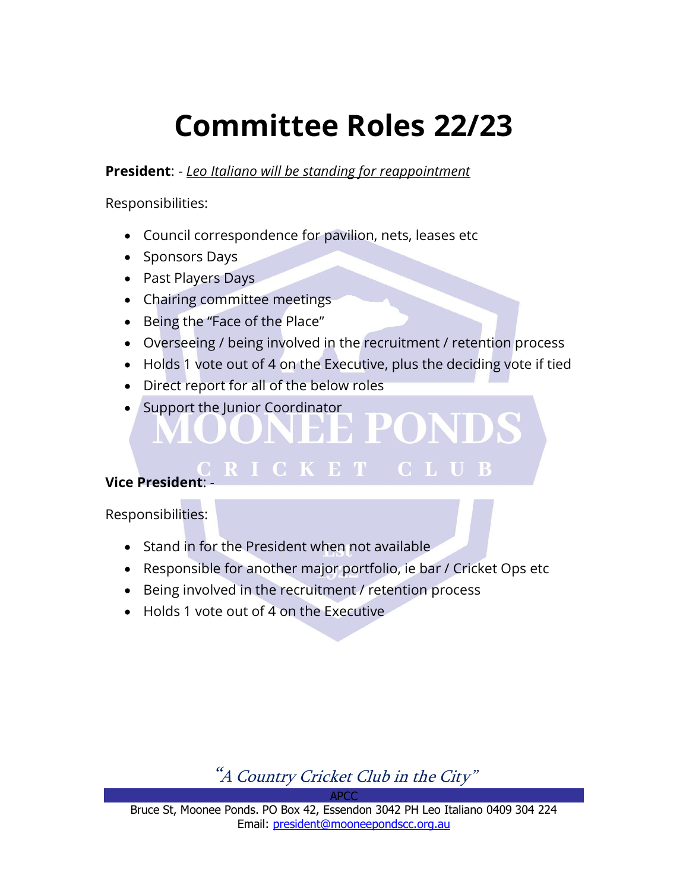# Committee Roles 22/23

**President**: - *Leo Italiano will be standing for reappointment*

Responsibilities:

- Council correspondence for pavilion, nets, leases etc
- Sponsors Days
- Past Players Days
- Chairing committee meetings
- Being the "Face of the Place"
- Overseeing / being involved in the recruitment / retention process
- Holds 1 vote out of 4 on the Executive, plus the deciding vote if tied
- Direct report for all of the below roles
- Support the Junior Coordinator

**Vice President**: -

Responsibilities:

- Stand in for the President when not available
- Responsible for another major portfolio, ie bar / Cricket Ops etc
- Being involved in the recruitment / retention process
- Holds 1 vote out of 4 on the Executive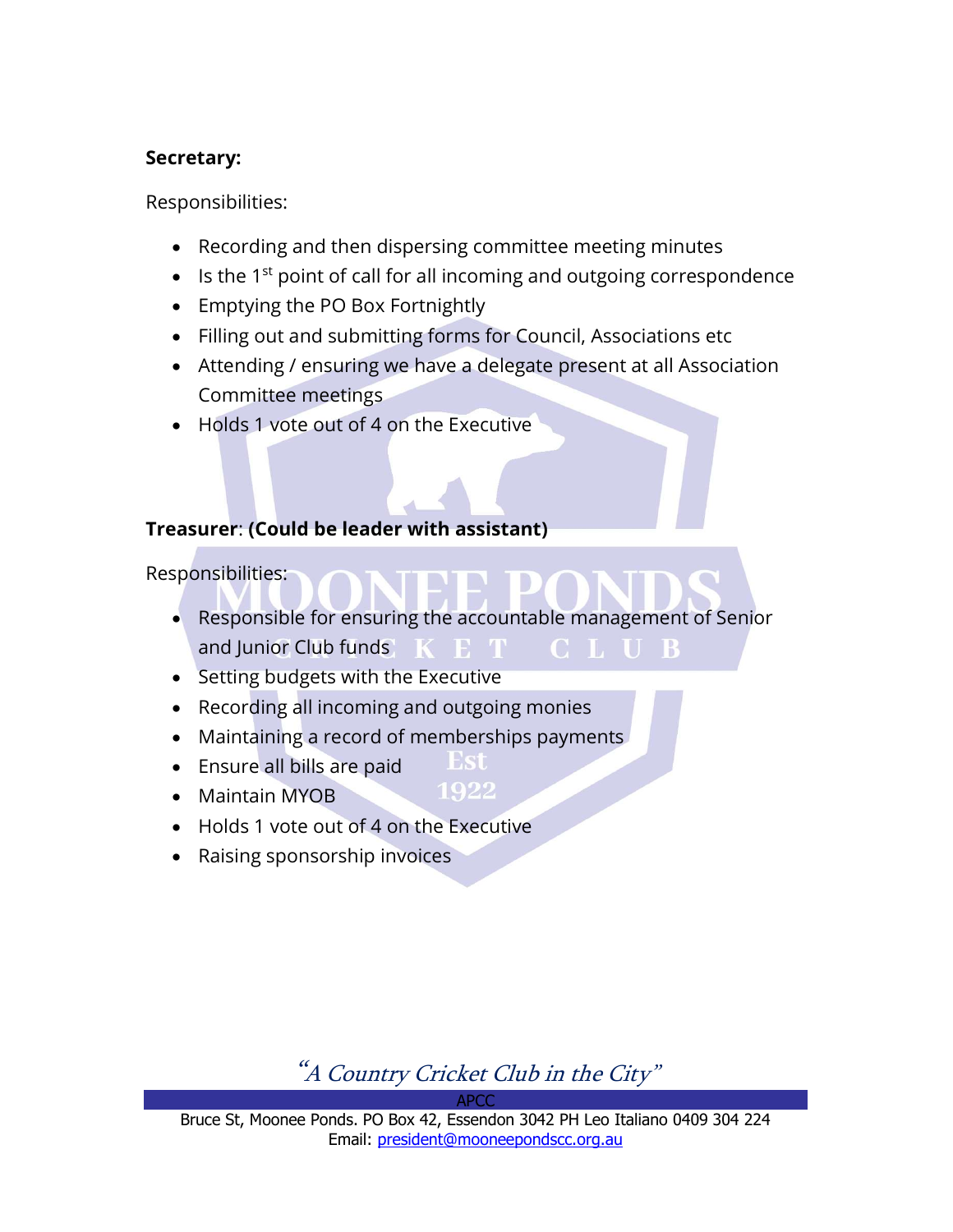**Secretary:**

Responsibilities:

- Recording and then dispersing committee meeting minutes
- Is the 1st point of call for all incoming and outgoing correspondence
- Emptying the PO Box Fortnightly
- Filling out and submitting forms for Council, Associations etc
- Attending / ensuring we have a delegate present at all Association Committee meetings
- Holds 1 vote out of 4 on the Executive

**Treasurer**: **(Could be leader with assistant)**

Responsibilities:

- Responsible for ensuring the accountable management of Senior and Junior Club funds
- Setting budgets with the Executive
- Recording all incoming and outgoing monies
- Maintaining a record of memberships payments
- Ensure all bills are paid
- Maintain MYOB
- Holds 1 vote out of 4 on the Executive
- Raising sponsorship invoices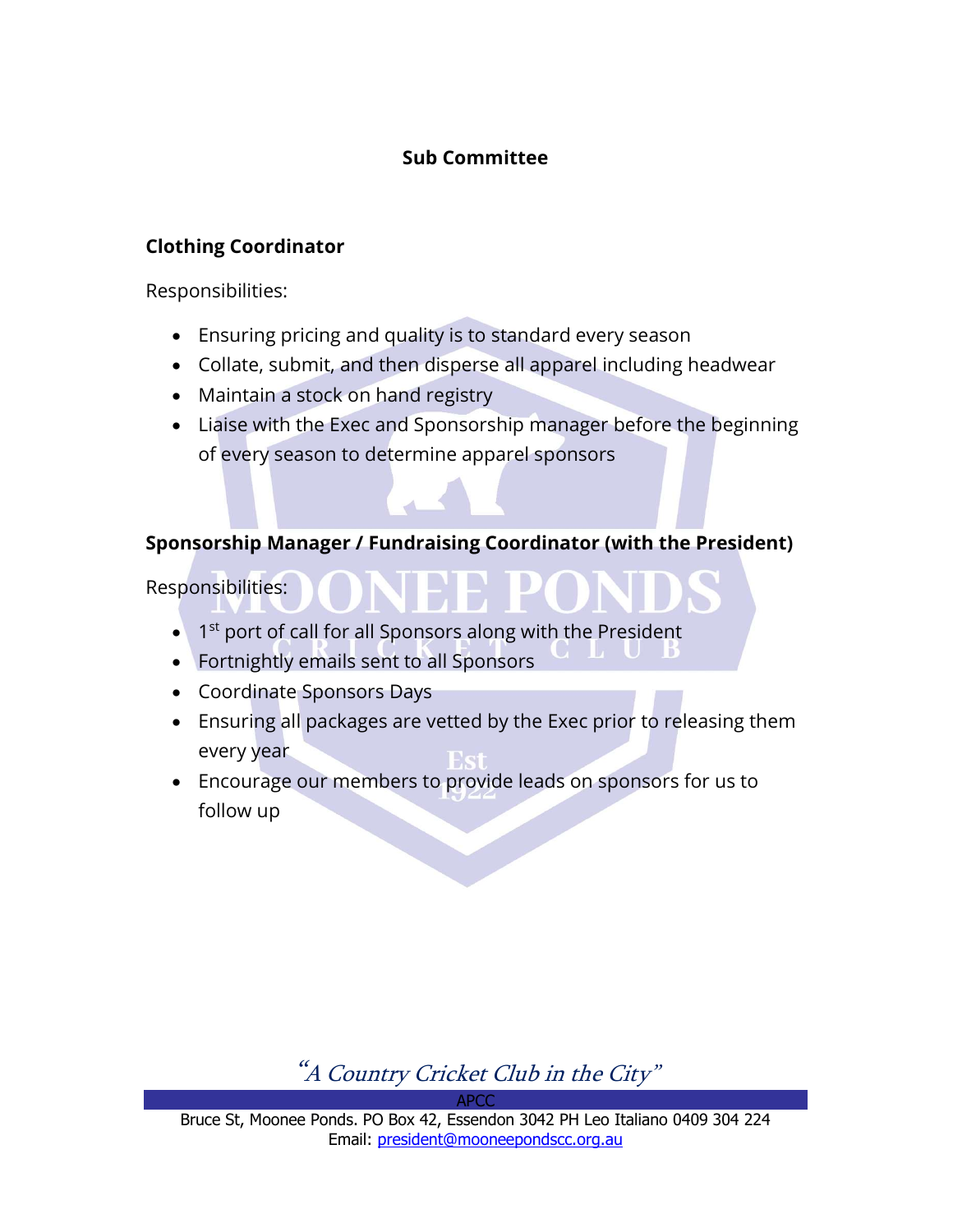## Sub Committee

### Clothing Coordinator

Responsibilities:

- Ensuring pricing and quality is to standard every season
- Collate, submit, and then disperse all apparel including headwear
- Maintain a stock on hand registry
- Liaise with the Exec and Sponsorship manager before the beginning of every season to determine apparel sponsors

### Sponsorship Manager / Fundraising Coordinator (with the President)

Responsibilities:

- 1st port of call for all Sponsors along with the President
- Fortnightly emails sent to all Sponsors
- Coordinate Sponsors Days
- Ensuring all packages are vetted by the Exec prior to releasing them every year
- Encourage our members to provide leads on sponsors for us to follow up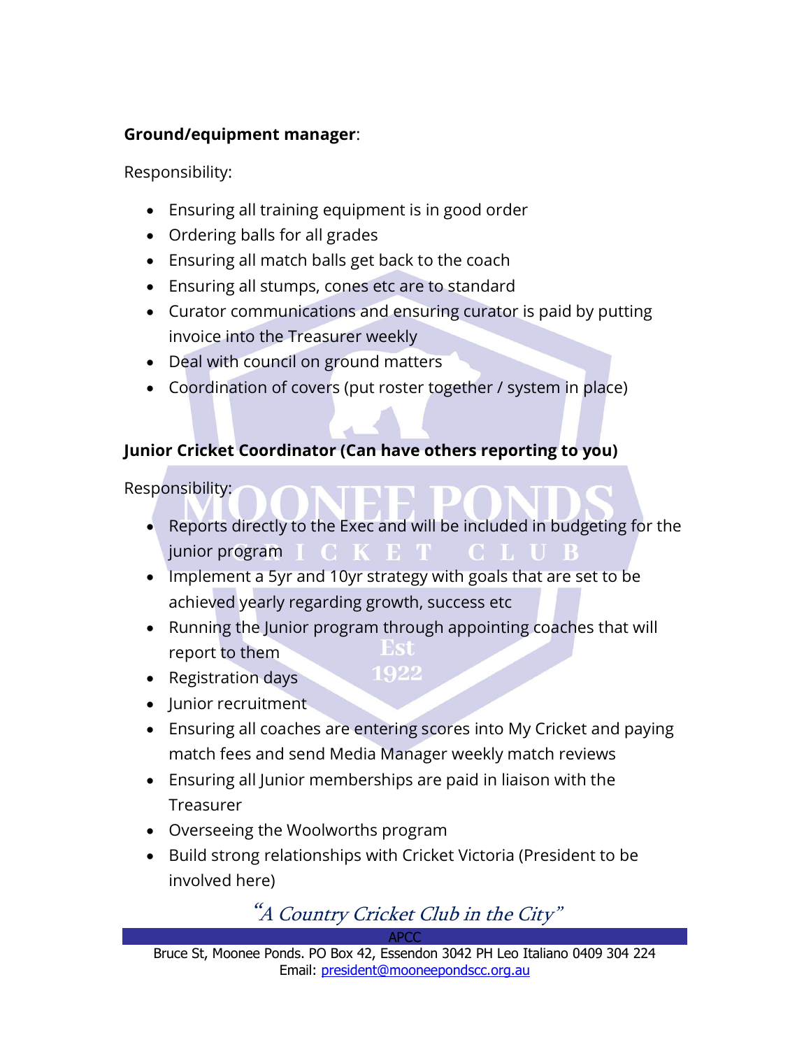**Ground/equipment manager**:

Responsibility:

- Ensuring all training equipment is in good order
- Ordering balls for all grades
- Ensuring all match balls get back to the coach
- Ensuring all stumps, cones etc are to standard
- Curator communications and ensuring curator is paid by putting invoice into the Treasurer weekly
- Deal with council on ground matters
- Coordination of covers (put roster together / system in place)

**Junior Cricket Coordinator (Can have others reporting to you)**

Responsibility:

- Reports directly to the Exec and will be included in budgeting for the junior program
- Implement a 5yr and 10yr strategy with goals that are set to be achieved yearly regarding growth, success etc
- Running the Junior program through appointing coaches that will report to them
- Registration days
- Junior recruitment
- Ensuring all coaches are entering scores into My Cricket and paying match fees and send Media Manager weekly match reviews
- Ensuring all Junior memberships are paid in liaison with the Treasurer
- Overseeing the Woolworths program
- Build strong relationships with Cricket Victoria (President to be involved here)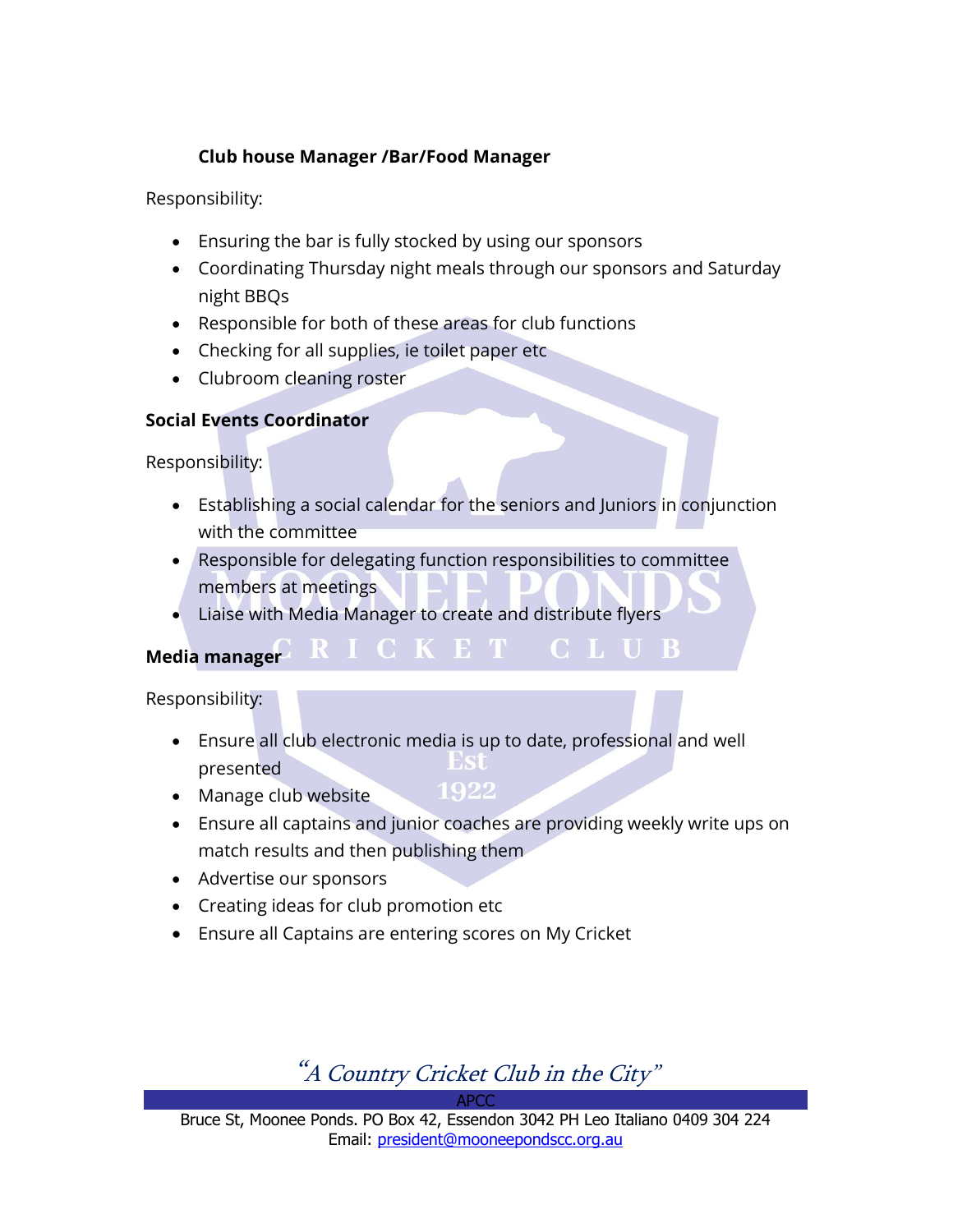**Club house Manager /Bar/Food Manager**

Responsibility:

- Ensuring the bar is fully stocked by using our sponsors
- Coordinating Thursday night meals through our sponsors and Saturday night BBQs
- Responsible for both of these areas for club functions
- Checking for all supplies, ie toilet paper etc
- Clubroom cleaning roster

**Social Events Coordinator**

Responsibility:

- Establishing a social calendar for the seniors and Juniors in conjunction with the committee
- Responsible for delegating function responsibilities to committee members at meetings
- Liaise with Media Manager to create and distribute flyers

**Media manager**

Responsibility:

- Ensure all club electronic media is up to date, professional and well presented
- Manage club website
- Ensure all captains and junior coaches are providing weekly write ups on match results and then publishing them
- Advertise our sponsors
- Creating ideas for club promotion etc
- Ensure all Captains are entering scores on My Cricket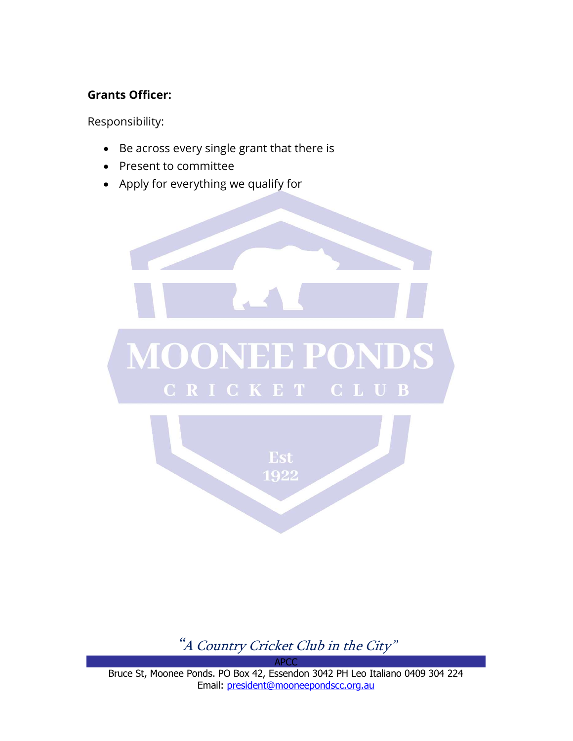**Grants Officer:**

Responsibility:

- Be across every single grant that there is
- Present to committee
- Apply for everything we qualify for